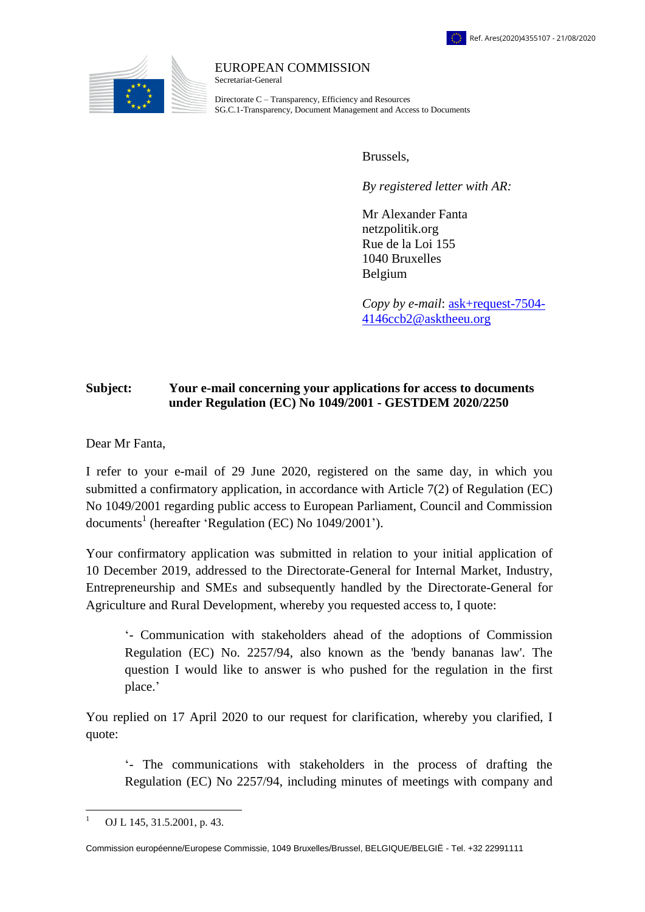Ref. Ares(2020)4355107 - 21/08/2020

EUROPEAN COMMISSION
Secretariat-General

Directorate C – Transparency, Efficiency and Resources
SG.C.1-Transparency, Document Management and Access to Documents

Brussels,

*By registered letter with AR:*

Mr Alexander Fanta
netzpolitik.org
Rue de la Loi 155
1040 Bruxelles
Belgium

*Copy by e-mail*: ask+request-7504-4146ccb2@asktheeu.org

**Subject: Your e-mail concerning your applications for access to documents under Regulation (EC) No 1049/2001 - GESTDEM 2020/2250**

Dear Mr Fanta,

I refer to your e-mail of 29 June 2020, registered on the same day, in which you submitted a confirmatory application, in accordance with Article 7(2) of Regulation (EC) No 1049/2001 regarding public access to European Parliament, Council and Commission documents[1] (hereafter 'Regulation (EC) No 1049/2001').

Your confirmatory application was submitted in relation to your initial application of 10 December 2019, addressed to the Directorate-General for Internal Market, Industry, Entrepreneurship and SMEs and subsequently handled by the Directorate-General for Agriculture and Rural Development, whereby you requested access to, I quote:

> '- Communication with stakeholders ahead of the adoptions of Commission Regulation (EC) No. 2257/94, also known as the 'bendy bananas law'. The question I would like to answer is who pushed for the regulation in the first place.'

You replied on 17 April 2020 to our request for clarification, whereby you clarified, I quote:

> '- The communications with stakeholders in the process of drafting the Regulation (EC) No 2257/94, including minutes of meetings with company and

[1] OJ L 145, 31.5.2001, p. 43.

Commission européenne/Europese Commissie, 1049 Bruxelles/Brussel, BELGIQUE/BELGIË - Tel. +32 22991111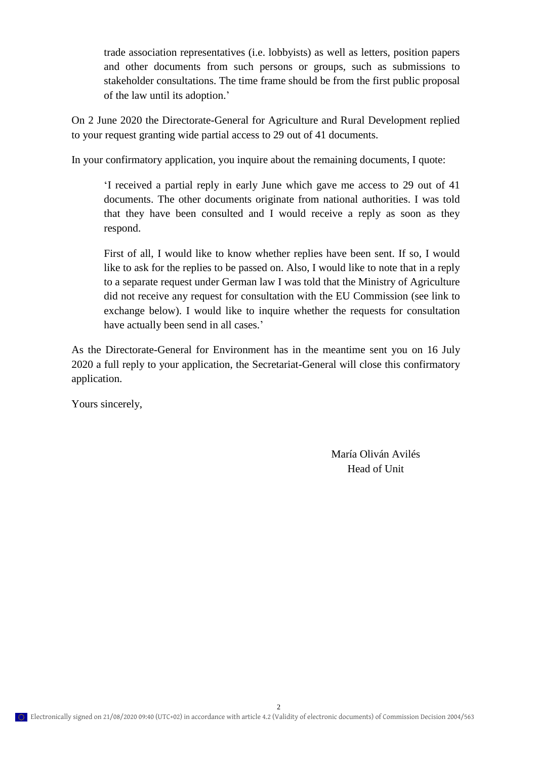> trade association representatives (i.e. lobbyists) as well as letters, position papers and other documents from such persons or groups, such as submissions to stakeholder consultations. The time frame should be from the first public proposal of the law until its adoption.'

On 2 June 2020 the Directorate-General for Agriculture and Rural Development replied to your request granting wide partial access to 29 out of 41 documents.

In your confirmatory application, you inquire about the remaining documents, I quote:

> 'I received a partial reply in early June which gave me access to 29 out of 41 documents. The other documents originate from national authorities. I was told that they have been consulted and I would receive a reply as soon as they respond.
>
> First of all, I would like to know whether replies have been sent. If so, I would like to ask for the replies to be passed on. Also, I would like to note that in a reply to a separate request under German law I was told that the Ministry of Agriculture did not receive any request for consultation with the EU Commission (see link to exchange below). I would like to inquire whether the requests for consultation have actually been send in all cases.'

As the Directorate-General for Environment has in the meantime sent you on 16 July 2020 a full reply to your application, the Secretariat-General will close this confirmatory application.

Yours sincerely,

María Oliván Avilés
Head of Unit

Electronically signed on 21/08/2020 09:40 (UTC+02) in accordance with article 4.2 (Validity of electronic documents) of Commission Decision 2004/563